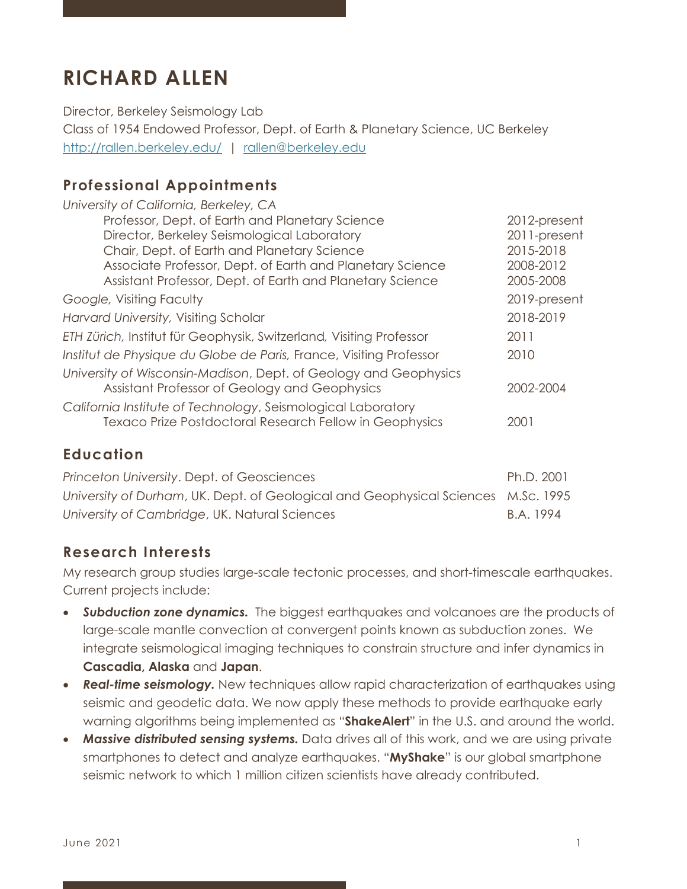# RICHARD ALLEN

Director, Berkeley Seismology Lab
Class of 1954 Endowed Professor, Dept. of Earth & Planetary Science, UC Berkeley
[http://rallen.berkeley.edu/](http://rallen.berkeley.edu/) | [rallen@berkeley.edu](mailto:rallen@berkeley.edu)

## Professional Appointments

*University of California, Berkeley, CA*

| | |
|---|---|
| Professor, Dept. of Earth and Planetary Science | 2012-present |
| Director, Berkeley Seismological Laboratory | 2011-present |
| Chair, Dept. of Earth and Planetary Science | 2015-2018 |
| Associate Professor, Dept. of Earth and Planetary Science | 2008-2012 |
| Assistant Professor, Dept. of Earth and Planetary Science | 2005-2008 |
| *Google,* Visiting Faculty | 2019-present |
| *Harvard University,* Visiting Scholar | 2018-2019 |
| *ETH Zürich,* Institut für Geophysik, Switzerland, Visiting Professor | 2011 |
| *Institut de Physique du Globe de Paris,* France, Visiting Professor | 2010 |
| *University of Wisconsin-Madison*, Dept. of Geology and Geophysics — Assistant Professor of Geology and Geophysics | 2002-2004 |
| *California Institute of Technology*, Seismological Laboratory — Texaco Prize Postdoctoral Research Fellow in Geophysics | 2001 |

## Education

| | |
|---|---|
| *Princeton University*. Dept. of Geosciences | Ph.D. 2001 |
| *University of Durham*, UK. Dept. of Geological and Geophysical Sciences | M.Sc. 1995 |
| *University of Cambridge*, UK. Natural Sciences | B.A. 1994 |

## Research Interests

My research group studies large-scale tectonic processes, and short-timescale earthquakes. Current projects include:

- ***Subduction zone dynamics.*** The biggest earthquakes and volcanoes are the products of large-scale mantle convection at convergent points known as subduction zones. We integrate seismological imaging techniques to constrain structure and infer dynamics in **Cascadia, Alaska** and **Japan**.
- ***Real-time seismology.*** New techniques allow rapid characterization of earthquakes using seismic and geodetic data. We now apply these methods to provide earthquake early warning algorithms being implemented as "**ShakeAlert**" in the U.S. and around the world.
- ***Massive distributed sensing systems.*** Data drives all of this work, and we are using private smartphones to detect and analyze earthquakes. "**MyShake**" is our global smartphone seismic network to which 1 million citizen scientists have already contributed.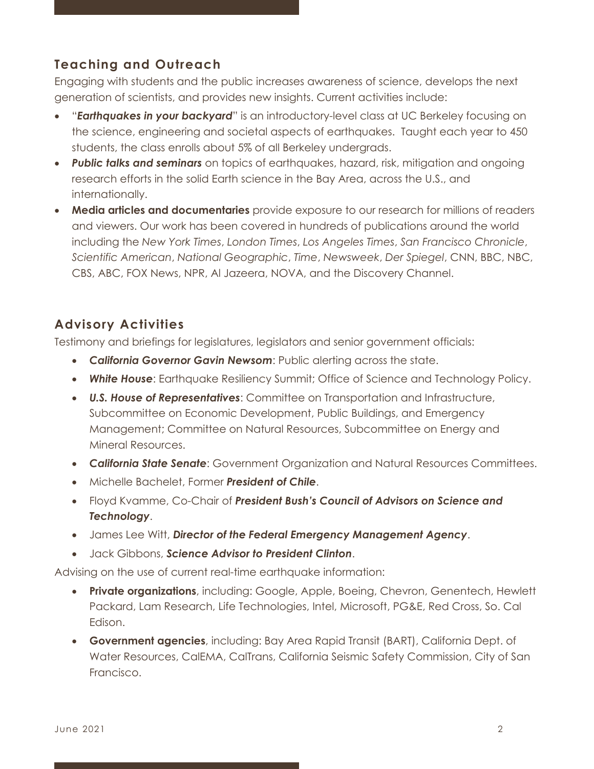## Teaching and Outreach

Engaging with students and the public increases awareness of science, develops the next generation of scientists, and provides new insights. Current activities include:

- "***Earthquakes in your backyard***" is an introductory-level class at UC Berkeley focusing on the science, engineering and societal aspects of earthquakes. Taught each year to 450 students, the class enrolls about 5% of all Berkeley undergrads.
- ***Public talks and seminars*** on topics of earthquakes, hazard, risk, mitigation and ongoing research efforts in the solid Earth science in the Bay Area, across the U.S., and internationally.
- **Media articles and documentaries** provide exposure to our research for millions of readers and viewers. Our work has been covered in hundreds of publications around the world including the *New York Times*, *London Times*, *Los Angeles Times*, *San Francisco Chronicle*, *Scientific American*, *National Geographic*, *Time*, *Newsweek*, *Der Spiegel*, CNN, BBC, NBC, CBS, ABC, FOX News, NPR, Al Jazeera, NOVA, and the Discovery Channel.

## Advisory Activities

Testimony and briefings for legislatures, legislators and senior government officials:

- ***California Governor Gavin Newsom***: Public alerting across the state.
- ***White House***: Earthquake Resiliency Summit; Office of Science and Technology Policy.
- ***U.S. House of Representatives***: Committee on Transportation and Infrastructure, Subcommittee on Economic Development, Public Buildings, and Emergency Management; Committee on Natural Resources, Subcommittee on Energy and Mineral Resources.
- ***California State Senate***: Government Organization and Natural Resources Committees.
- Michelle Bachelet, Former ***President of Chile***.
- Floyd Kvamme, Co-Chair of ***President Bush's Council of Advisors on Science and Technology***.
- James Lee Witt, ***Director of the Federal Emergency Management Agency***.
- Jack Gibbons, ***Science Advisor to President Clinton***.

Advising on the use of current real-time earthquake information:

- **Private organizations**, including: Google, Apple, Boeing, Chevron, Genentech, Hewlett Packard, Lam Research, Life Technologies, Intel, Microsoft, PG&E, Red Cross, So. Cal Edison.
- **Government agencies**, including: Bay Area Rapid Transit (BART), California Dept. of Water Resources, CalEMA, CalTrans, California Seismic Safety Commission, City of San Francisco.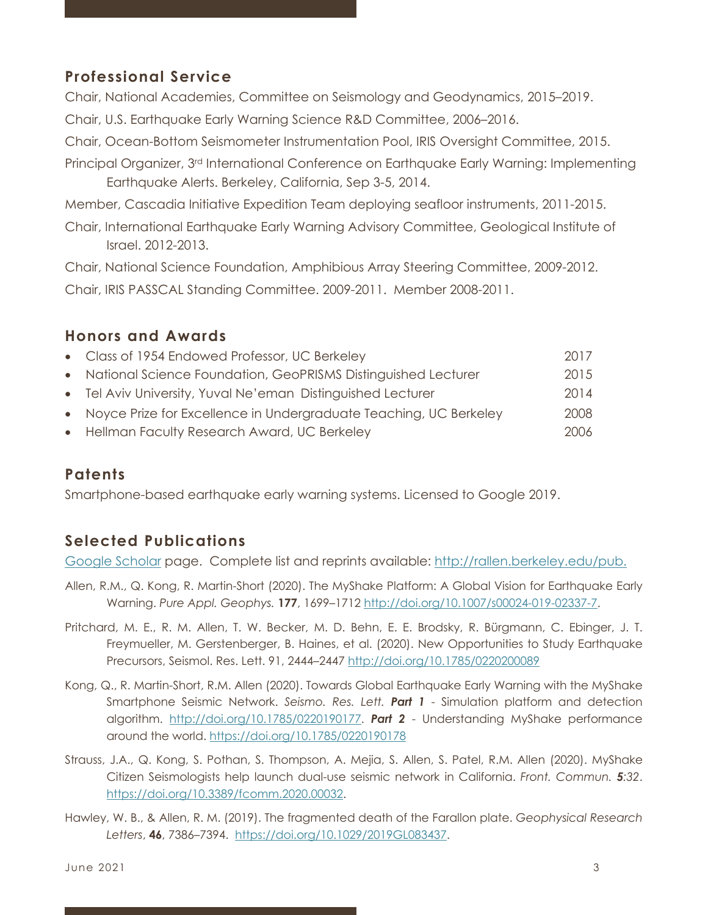## Professional Service

Chair, National Academies, Committee on Seismology and Geodynamics, 2015–2019.

Chair, U.S. Earthquake Early Warning Science R&D Committee, 2006–2016.

Chair, Ocean-Bottom Seismometer Instrumentation Pool, IRIS Oversight Committee, 2015.

Principal Organizer, 3rd International Conference on Earthquake Early Warning: Implementing Earthquake Alerts. Berkeley, California, Sep 3-5, 2014.

Member, Cascadia Initiative Expedition Team deploying seafloor instruments, 2011-2015.

Chair, International Earthquake Early Warning Advisory Committee, Geological Institute of Israel. 2012-2013.

Chair, National Science Foundation, Amphibious Array Steering Committee, 2009-2012.

Chair, IRIS PASSCAL Standing Committee. 2009-2011. Member 2008-2011.

## Honors and Awards

- Class of 1954 Endowed Professor, UC Berkeley — 2017
- National Science Foundation, GeoPRISMS Distinguished Lecturer — 2015
- Tel Aviv University, Yuval Ne'eman Distinguished Lecturer — 2014
- Noyce Prize for Excellence in Undergraduate Teaching, UC Berkeley — 2008
- Hellman Faculty Research Award, UC Berkeley — 2006

## Patents

Smartphone-based earthquake early warning systems. Licensed to Google 2019.

## Selected Publications

Google Scholar page. Complete list and reprints available: http://rallen.berkeley.edu/pub.

Allen, R.M., Q. Kong, R. Martin-Short (2020). The MyShake Platform: A Global Vision for Earthquake Early Warning. *Pure Appl. Geophys.* **177**, 1699–1712 http://doi.org/10.1007/s00024-019-02337-7.

Pritchard, M. E., R. M. Allen, T. W. Becker, M. D. Behn, E. E. Brodsky, R. Bürgmann, C. Ebinger, J. T. Freymueller, M. Gerstenberger, B. Haines, et al. (2020). New Opportunities to Study Earthquake Precursors, Seismol. Res. Lett. 91, 2444–2447 http://doi.org/10.1785/0220200089

Kong, Q., R. Martin-Short, R.M. Allen (2020). Towards Global Earthquake Early Warning with the MyShake Smartphone Seismic Network. *Seismo. Res. Lett.* ***Part 1*** - Simulation platform and detection algorithm. http://doi.org/10.1785/0220190177. ***Part 2*** - Understanding MyShake performance around the world. https://doi.org/10.1785/0220190178

Strauss, J.A., Q. Kong, S. Pothan, S. Thompson, A. Mejia, S. Allen, S. Patel, R.M. Allen (2020). MyShake Citizen Seismologists help launch dual-use seismic network in California. *Front. Commun.* ***5****:32*. https://doi.org/10.3389/fcomm.2020.00032.

Hawley, W. B., & Allen, R. M. (2019). The fragmented death of the Farallon plate. *Geophysical Research Letters*, **46**, 7386–7394. https://doi.org/10.1029/2019GL083437.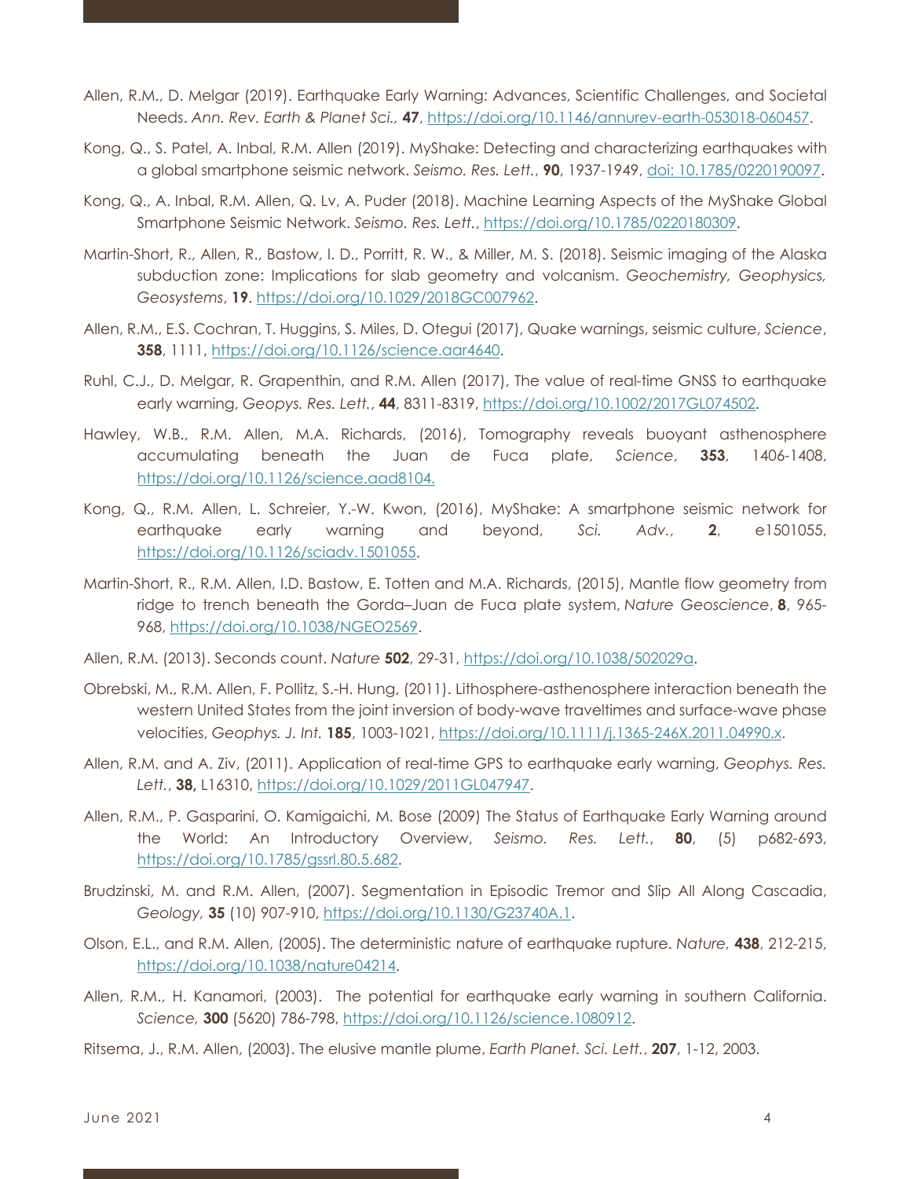Allen, R.M., D. Melgar (2019). Earthquake Early Warning: Advances, Scientific Challenges, and Societal Needs. *Ann. Rev. Earth & Planet Sci.,* **47**, https://doi.org/10.1146/annurev-earth-053018-060457.

Kong, Q., S. Patel, A. Inbal, R.M. Allen (2019). MyShake: Detecting and characterizing earthquakes with a global smartphone seismic network. *Seismo. Res. Lett.*, **90**, 1937-1949, doi: 10.1785/0220190097.

Kong, Q., A. Inbal, R.M. Allen, Q. Lv, A. Puder (2018). Machine Learning Aspects of the MyShake Global Smartphone Seismic Network. *Seismo. Res. Lett.*, https://doi.org/10.1785/0220180309.

Martin-Short, R., Allen, R., Bastow, I. D., Porritt, R. W., & Miller, M. S. (2018). Seismic imaging of the Alaska subduction zone: Implications for slab geometry and volcanism. *Geochemistry, Geophysics, Geosystems*, **19**. https://doi.org/10.1029/2018GC007962.

Allen, R.M., E.S. Cochran, T. Huggins, S. Miles, D. Otegui (2017), Quake warnings, seismic culture, *Science*, **358**, 1111, https://doi.org/10.1126/science.aar4640.

Ruhl, C.J., D. Melgar, R. Grapenthin, and R.M. Allen (2017), The value of real-time GNSS to earthquake early warning, *Geopys. Res. Lett.*, **44**, 8311-8319, https://doi.org/10.1002/2017GL074502.

Hawley, W.B., R.M. Allen, M.A. Richards, (2016), Tomography reveals buoyant asthenosphere accumulating beneath the Juan de Fuca plate, *Science*, **353**, 1406-1408, https://doi.org/10.1126/science.aad8104.

Kong, Q., R.M. Allen, L. Schreier, Y.-W. Kwon, (2016), MyShake: A smartphone seismic network for earthquake early warning and beyond, *Sci. Adv.*, **2**, e1501055, https://doi.org/10.1126/sciadv.1501055.

Martin-Short, R., R.M. Allen, I.D. Bastow, E. Totten and M.A. Richards, (2015), Mantle flow geometry from ridge to trench beneath the Gorda–Juan de Fuca plate system, *Nature Geoscience*, **8**, 965-968, https://doi.org/10.1038/NGEO2569.

Allen, R.M. (2013). Seconds count. *Nature* **502**, 29-31, https://doi.org/10.1038/502029a.

Obrebski, M., R.M. Allen, F. Pollitz, S.-H. Hung, (2011). Lithosphere-asthenosphere interaction beneath the western United States from the joint inversion of body-wave traveltimes and surface-wave phase velocities, *Geophys. J. Int.* **185**, 1003-1021, https://doi.org/10.1111/j.1365-246X.2011.04990.x.

Allen, R.M. and A. Ziv, (2011). Application of real-time GPS to earthquake early warning, *Geophys. Res. Lett.*, **38,** L16310, https://doi.org/10.1029/2011GL047947.

Allen, R.M., P. Gasparini, O. Kamigaichi, M. Bose (2009) The Status of Earthquake Early Warning around the World: An Introductory Overview, *Seismo. Res. Lett.*, **80**, (5) p682-693, https://doi.org/10.1785/gssrl.80.5.682.

Brudzinski, M. and R.M. Allen, (2007). Segmentation in Episodic Tremor and Slip All Along Cascadia, *Geology*, **35** (10) 907-910, https://doi.org/10.1130/G23740A.1.

Olson, E.L., and R.M. Allen, (2005). The deterministic nature of earthquake rupture. *Nature,* **438**, 212-215, https://doi.org/10.1038/nature04214.

Allen, R.M., H. Kanamori, (2003). The potential for earthquake early warning in southern California. *Science,* **300** (5620) 786-798, https://doi.org/10.1126/science.1080912.

Ritsema, J., R.M. Allen, (2003). The elusive mantle plume, *Earth Planet. Sci. Lett.*, **207**, 1-12, 2003.